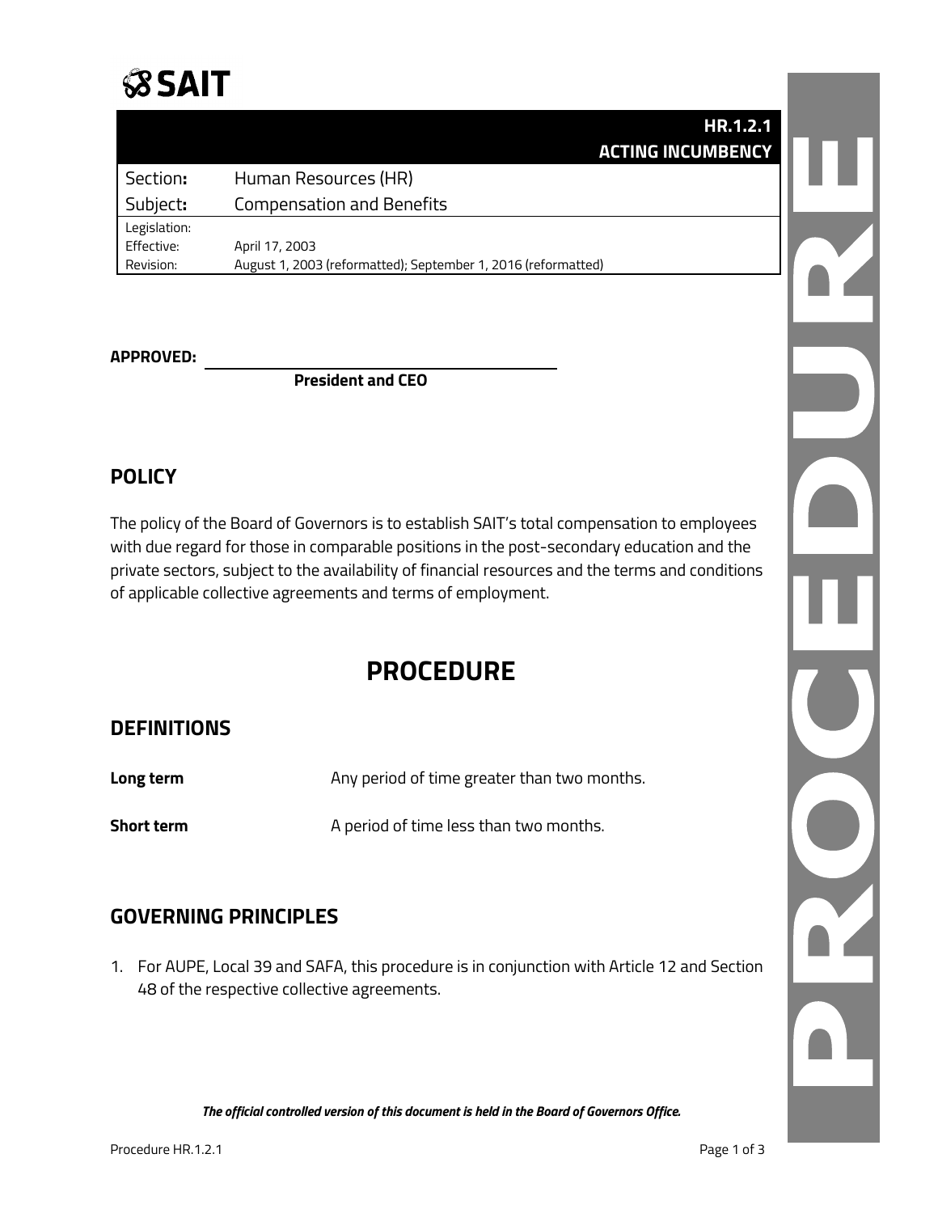SAIT

| | HR.1.2.1 ACTING INCUMBENCY |
|---|---|
| Section: | Human Resources (HR) |
| Subject: | Compensation and Benefits |
| Legislation: | |
| Effective: | April 17, 2003 |
| Revision: | August 1, 2003 (reformatted); September 1, 2016 (reformatted) |

**APPROVED:** ______________________________

**President and CEO**

## POLICY

The policy of the Board of Governors is to establish SAIT's total compensation to employees with due regard for those in comparable positions in the post-secondary education and the private sectors, subject to the availability of financial resources and the terms and conditions of applicable collective agreements and terms of employment.

# PROCEDURE

## DEFINITIONS

| | |
|---|---|
| **Long term** | Any period of time greater than two months. |
| **Short term** | A period of time less than two months. |

## GOVERNING PRINCIPLES

1. For AUPE, Local 39 and SAFA, this procedure is in conjunction with Article 12 and Section 48 of the respective collective agreements.

*The official controlled version of this document is held in the Board of Governors Office.*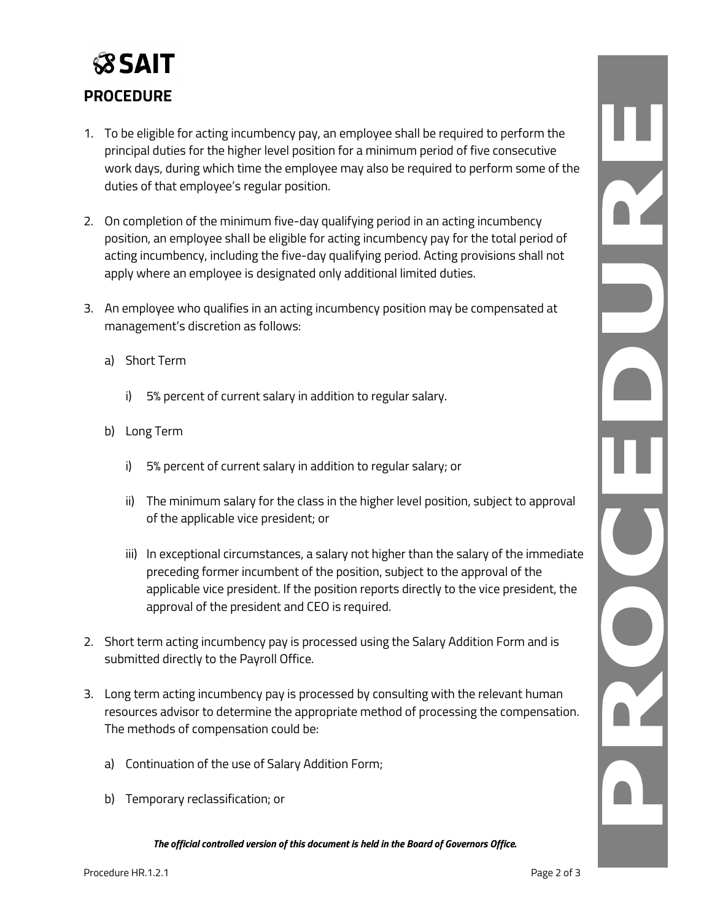## PROCEDURE

1. To be eligible for acting incumbency pay, an employee shall be required to perform the principal duties for the higher level position for a minimum period of five consecutive work days, during which time the employee may also be required to perform some of the duties of that employee's regular position.

2. On completion of the minimum five-day qualifying period in an acting incumbency position, an employee shall be eligible for acting incumbency pay for the total period of acting incumbency, including the five-day qualifying period. Acting provisions shall not apply where an employee is designated only additional limited duties.

3. An employee who qualifies in an acting incumbency position may be compensated at management's discretion as follows:

   a) Short Term

      i) 5% percent of current salary in addition to regular salary.

   b) Long Term

      i) 5% percent of current salary in addition to regular salary; or

      ii) The minimum salary for the class in the higher level position, subject to approval of the applicable vice president; or

      iii) In exceptional circumstances, a salary not higher than the salary of the immediate preceding former incumbent of the position, subject to the approval of the applicable vice president. If the position reports directly to the vice president, the approval of the president and CEO is required.

2. Short term acting incumbency pay is processed using the Salary Addition Form and is submitted directly to the Payroll Office.

3. Long term acting incumbency pay is processed by consulting with the relevant human resources advisor to determine the appropriate method of processing the compensation. The methods of compensation could be:

   a) Continuation of the use of Salary Addition Form;

   b) Temporary reclassification; or

*The official controlled version of this document is held in the Board of Governors Office.*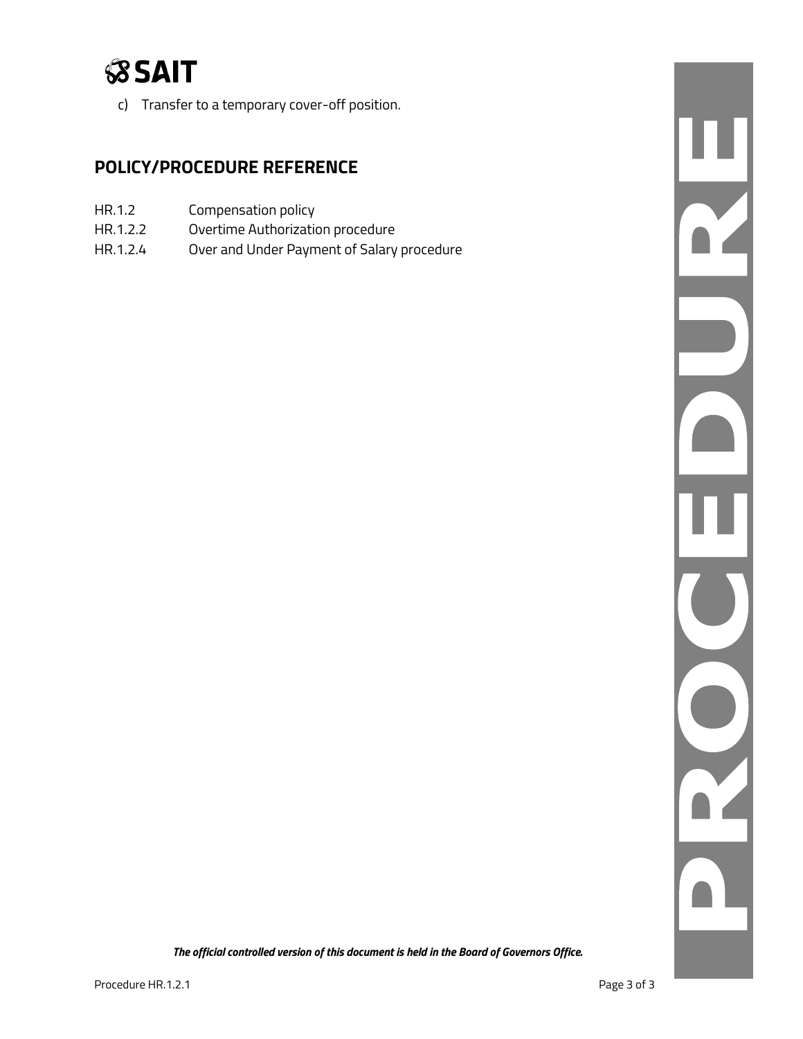c) Transfer to a temporary cover-off position.

## POLICY/PROCEDURE REFERENCE

| | |
|---|---|
| HR.1.2 | Compensation policy |
| HR.1.2.2 | Overtime Authorization procedure |
| HR.1.2.4 | Over and Under Payment of Salary procedure |

***The official controlled version of this document is held in the Board of Governors Office.***